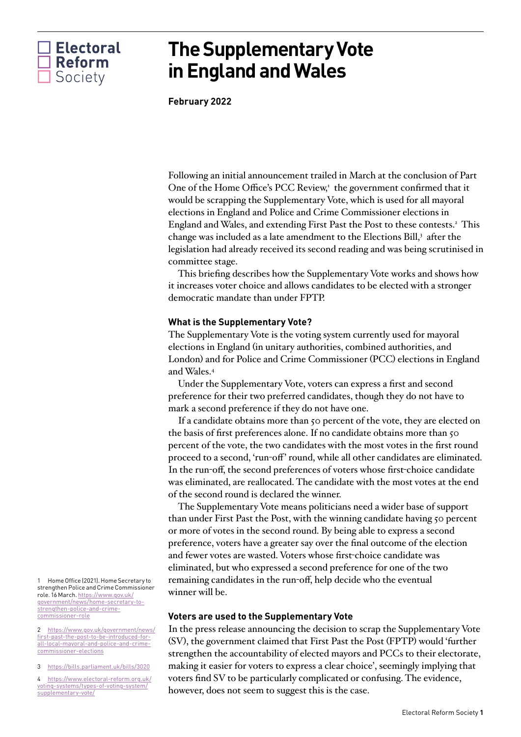Electoral Reform Society

# The Supplementary Vote in England and Wales

**February 2022**

Following an initial announcement trailed in March at the conclusion of Part One of the Home Office's PCC Review,[1] the government confirmed that it would be scrapping the Supplementary Vote, which is used for all mayoral elections in England and Police and Crime Commissioner elections in England and Wales, and extending First Past the Post to these contests.[2] This change was included as a late amendment to the Elections Bill,[3] after the legislation had already received its second reading and was being scrutinised in committee stage.

This briefing describes how the Supplementary Vote works and shows how it increases voter choice and allows candidates to be elected with a stronger democratic mandate than under FPTP.

### What is the Supplementary Vote?

The Supplementary Vote is the voting system currently used for mayoral elections in England (in unitary authorities, combined authorities, and London) and for Police and Crime Commissioner (PCC) elections in England and Wales.[4]

Under the Supplementary Vote, voters can express a first and second preference for their two preferred candidates, though they do not have to mark a second preference if they do not have one.

If a candidate obtains more than 50 percent of the vote, they are elected on the basis of first preferences alone. If no candidate obtains more than 50 percent of the vote, the two candidates with the most votes in the first round proceed to a second, 'run-off' round, while all other candidates are eliminated. In the run-off, the second preferences of voters whose first-choice candidate was eliminated, are reallocated. The candidate with the most votes at the end of the second round is declared the winner.

The Supplementary Vote means politicians need a wider base of support than under First Past the Post, with the winning candidate having 50 percent or more of votes in the second round. By being able to express a second preference, voters have a greater say over the final outcome of the election and fewer votes are wasted. Voters whose first-choice candidate was eliminated, but who expressed a second preference for one of the two remaining candidates in the run-off, help decide who the eventual winner will be.

### Voters are used to the Supplementary Vote

In the press release announcing the decision to scrap the Supplementary Vote (SV), the government claimed that First Past the Post (FPTP) would 'further strengthen the accountability of elected mayors and PCCs to their electorate, making it easier for voters to express a clear choice', seemingly implying that voters find SV to be particularly complicated or confusing. The evidence, however, does not seem to suggest this is the case.

1 Home Office (2021). Home Secretary to strengthen Police and Crime Commissioner role. 16 March. https://www.gov.uk/government/news/home-secretary-to-strengthen-police-and-crime-commissioner-role

2 https://www.gov.uk/government/news/first-past-the-post-to-be-introduced-for-all-local-mayoral-and-police-and-crime-commissioner-elections

3 https://bills.parliament.uk/bills/3020

4 https://www.electoral-reform.org.uk/voting-systems/types-of-voting-system/supplementary-vote/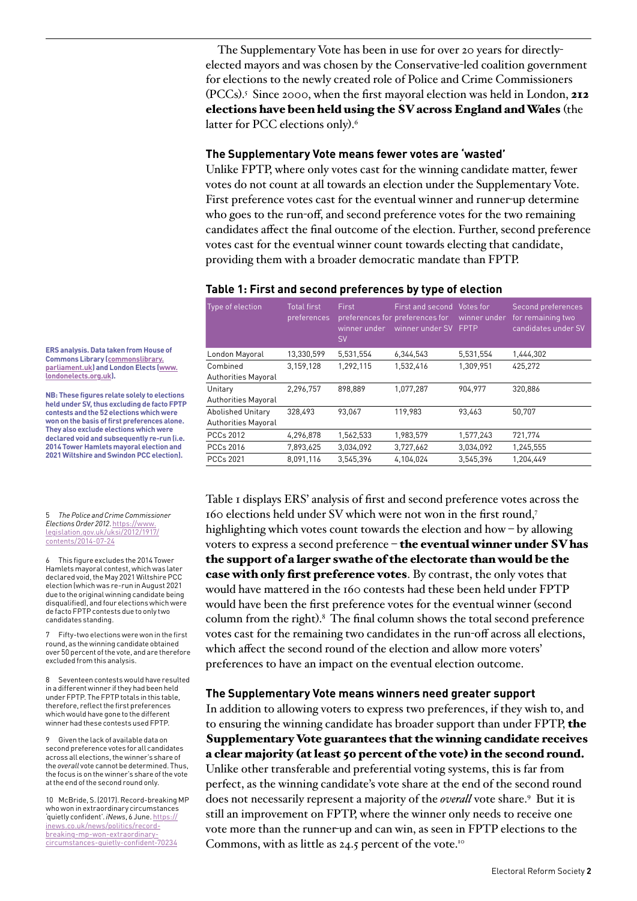The Supplementary Vote has been in use for over 20 years for directly-elected mayors and was chosen by the Conservative-led coalition government for elections to the newly created role of Police and Crime Commissioners (PCCs).[5] Since 2000, when the first mayoral election was held in London, **212 elections have been held using the SV across England and Wales** (the latter for PCC elections only).[6]

### The Supplementary Vote means fewer votes are 'wasted'

Unlike FPTP, where only votes cast for the winning candidate matter, fewer votes do not count at all towards an election under the Supplementary Vote. First preference votes cast for the eventual winner and runner-up determine who goes to the run-off, and second preference votes for the two remaining candidates affect the final outcome of the election. Further, second preference votes cast for the eventual winner count towards electing that candidate, providing them with a broader democratic mandate than FPTP.

### Table 1: First and second preferences by type of election

| Type of election | Total first preferences | First preferences for winner under SV | First and second preferences for winner under SV | Votes for winner under FPTP | Second preferences for remaining two candidates under SV |
|---|---|---|---|---|---|
| London Mayoral | 13,330,599 | 5,531,554 | 6,344,543 | 5,531,554 | 1,444,302 |
| Combined Authorities Mayoral | 3,159,128 | 1,292,115 | 1,532,416 | 1,309,951 | 425,272 |
| Unitary Authorities Mayoral | 2,296,757 | 898,889 | 1,077,287 | 904,977 | 320,886 |
| Abolished Unitary Authorities Mayoral | 328,493 | 93,067 | 119,983 | 93,463 | 50,707 |
| PCCs 2012 | 4,296,878 | 1,562,533 | 1,983,579 | 1,577,243 | 721,774 |
| PCCs 2016 | 7,893,625 | 3,034,092 | 3,727,662 | 3,034,092 | 1,245,555 |
| PCCs 2021 | 8,091,116 | 3,545,396 | 4,104,024 | 3,545,396 | 1,204,449 |

**ERS analysis. Data taken from House of Commons Library (commonslibrary.parliament.uk) and London Elects (www.londonelects.org.uk).**

**NB: These figures relate solely to elections held under SV, thus excluding de facto FPTP contests and the 52 elections which were won on the basis of first preferences alone. They also exclude elections which were declared void and subsequently re-run (i.e. 2014 Tower Hamlets mayoral election and 2021 Wiltshire and Swindon PCC election).**

Table 1 displays ERS' analysis of first and second preference votes across the 160 elections held under SV which were not won in the first round,[7] highlighting which votes count towards the election and how – by allowing voters to express a second preference – **the eventual winner under SV has the support of a larger swathe of the electorate than would be the case with only first preference votes**. By contrast, the only votes that would have mattered in the 160 contests had these been held under FPTP would have been the first preference votes for the eventual winner (second column from the right).[8] The final column shows the total second preference votes cast for the remaining two candidates in the run-off across all elections, which affect the second round of the election and allow more voters' preferences to have an impact on the eventual election outcome.

### The Supplementary Vote means winners need greater support

In addition to allowing voters to express two preferences, if they wish to, and to ensuring the winning candidate has broader support than under FPTP, **the Supplementary Vote guarantees that the winning candidate receives a clear majority (at least 50 percent of the vote) in the second round.** Unlike other transferable and preferential voting systems, this is far from perfect, as the winning candidate's vote share at the end of the second round does not necessarily represent a majority of the *overall* vote share.[9] But it is still an improvement on FPTP, where the winner only needs to receive one vote more than the runner-up and can win, as seen in FPTP elections to the Commons, with as little as 24.5 percent of the vote.[10]

---

5 *The Police and Crime Commissioner Elections Order 2012*. https://www.legislation.gov.uk/uksi/2012/1917/contents/2014-07-24

6 This figure excludes the 2014 Tower Hamlets mayoral contest, which was later declared void, the May 2021 Wiltshire PCC election (which was re-run in August 2021 due to the original winning candidate being disqualified), and four elections which were de facto FPTP contests due to only two candidates standing.

7 Fifty-two elections were won in the first round, as the winning candidate obtained over 50 percent of the vote, and are therefore excluded from this analysis.

8 Seventeen contests would have resulted in a different winner if they had been held under FPTP. The FPTP totals in this table, therefore, reflect the first preferences which would have gone to the different winner had these contests used FPTP.

9 Given the lack of available data on second preference votes for all candidates across all elections, the winner's share of the *overall* vote cannot be determined. Thus, the focus is on the winner's share of the vote at the end of the second round only.

10 McBride, S. (2017). Record-breaking MP who won in extraordinary circumstances 'quietly confident'. *iNews*, 6 June. https://inews.co.uk/news/politics/record-breaking-mp-won-extraordinary-circumstances-quietly-confident-70234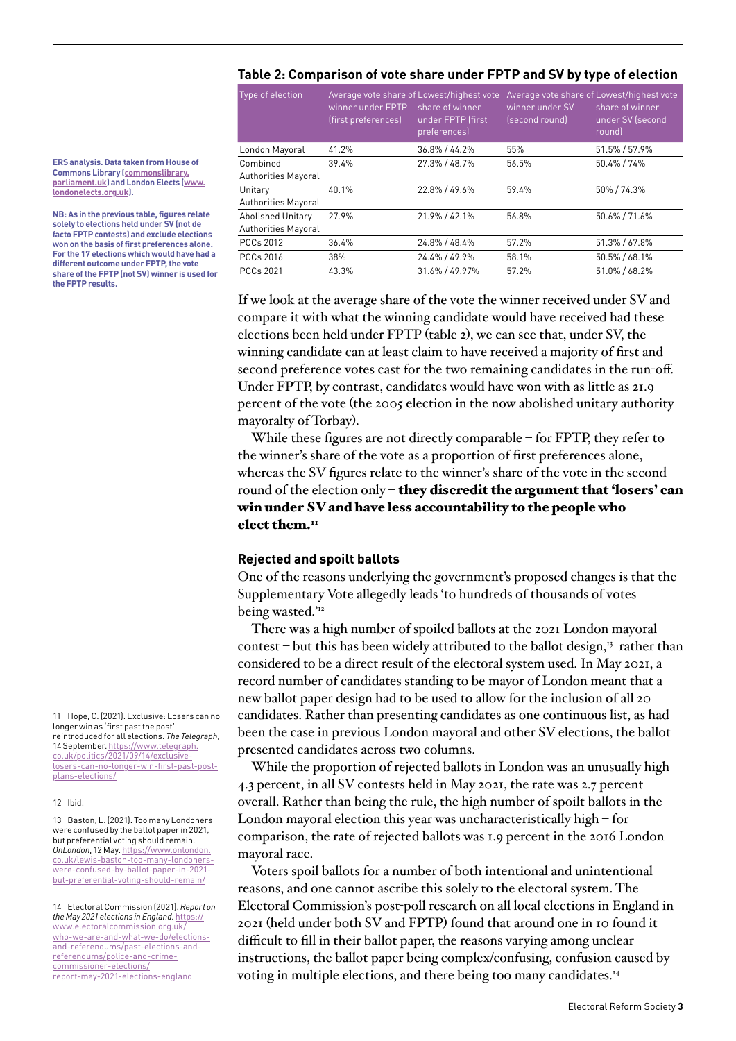## Table 2: Comparison of vote share under FPTP and SV by type of election

| Type of election | Average vote share of winner under FPTP (first preferences) | Lowest/highest vote share of winner under FPTP (first preferences) | Average vote share of winner under SV (second round) | Lowest/highest vote share of winner under SV (second round) |
|---|---|---|---|---|
| London Mayoral | 41.2% | 36.8% / 44.2% | 55% | 51.5% / 57.9% |
| Combined Authorities Mayoral | 39.4% | 27.3% / 48.7% | 56.5% | 50.4% / 74% |
| Unitary Authorities Mayoral | 40.1% | 22.8% / 49.6% | 59.4% | 50% / 74.3% |
| Abolished Unitary Authorities Mayoral | 27.9% | 21.9% / 42.1% | 56.8% | 50.6% / 71.6% |
| PCCs 2012 | 36.4% | 24.8% / 48.4% | 57.2% | 51.3% / 67.8% |
| PCCs 2016 | 38% | 24.4% / 49.9% | 58.1% | 50.5% / 68.1% |
| PCCs 2021 | 43.3% | 31.6% / 49.97% | 57.2% | 51.0% / 68.2% |

**ERS analysis. Data taken from House of Commons Library (commonslibrary.parliament.uk) and London Elects (www.londonelects.org.uk).**

**NB: As in the previous table, figures relate solely to elections held under SV (not de facto FPTP contests) and exclude elections won on the basis of first preferences alone. For the 17 elections which would have had a different outcome under FPTP, the vote share of the FPTP (not SV) winner is used for the FPTP results.**

If we look at the average share of the vote the winner received under SV and compare it with what the winning candidate would have received had these elections been held under FPTP (table 2), we can see that, under SV, the winning candidate can at least claim to have received a majority of first and second preference votes cast for the two remaining candidates in the run-off. Under FPTP, by contrast, candidates would have won with as little as 21.9 percent of the vote (the 2005 election in the now abolished unitary authority mayoralty of Torbay).

While these figures are not directly comparable – for FPTP, they refer to the winner's share of the vote as a proportion of first preferences alone, whereas the SV figures relate to the winner's share of the vote in the second round of the election only – **they discredit the argument that 'losers' can win under SV and have less accountability to the people who elect them.**[11]

### Rejected and spoilt ballots

One of the reasons underlying the government's proposed changes is that the Supplementary Vote allegedly leads 'to hundreds of thousands of votes being wasted.'[12]

There was a high number of spoiled ballots at the 2021 London mayoral contest – but this has been widely attributed to the ballot design,[13] rather than considered to be a direct result of the electoral system used. In May 2021, a record number of candidates standing to be mayor of London meant that a new ballot paper design had to be used to allow for the inclusion of all 20 candidates. Rather than presenting candidates as one continuous list, as had been the case in previous London mayoral and other SV elections, the ballot presented candidates across two columns.

While the proportion of rejected ballots in London was an unusually high 4.3 percent, in all SV contests held in May 2021, the rate was 2.7 percent overall. Rather than being the rule, the high number of spoilt ballots in the London mayoral election this year was uncharacteristically high – for comparison, the rate of rejected ballots was 1.9 percent in the 2016 London mayoral race.

Voters spoil ballots for a number of both intentional and unintentional reasons, and one cannot ascribe this solely to the electoral system. The Electoral Commission's post-poll research on all local elections in England in 2021 (held under both SV and FPTP) found that around one in 10 found it difficult to fill in their ballot paper, the reasons varying among unclear instructions, the ballot paper being complex/confusing, confusion caused by voting in multiple elections, and there being too many candidates.[14]

---

11 Hope, C. (2021). Exclusive: Losers can no longer win as 'first past the post' reintroduced for all elections. *The Telegraph*, 14 September. https://www.telegraph.co.uk/politics/2021/09/14/exclusive-losers-can-no-longer-win-first-past-post-plans-elections/

12 Ibid.

13 Baston, L. (2021). Too many Londoners were confused by the ballot paper in 2021, but preferential voting should remain. *OnLondon*, 12 May. https://www.onlondon.co.uk/lewis-baston-too-many-londoners-were-confused-by-ballot-paper-in-2021-but-preferential-voting-should-remain/

14 Electoral Commission (2021). *Report on the May 2021 elections in England*. https://www.electoralcommission.org.uk/who-we-are-and-what-we-do/elections-and-referendums/past-elections-and-referendums/police-and-crime-commissioner-elections/report-may-2021-elections-england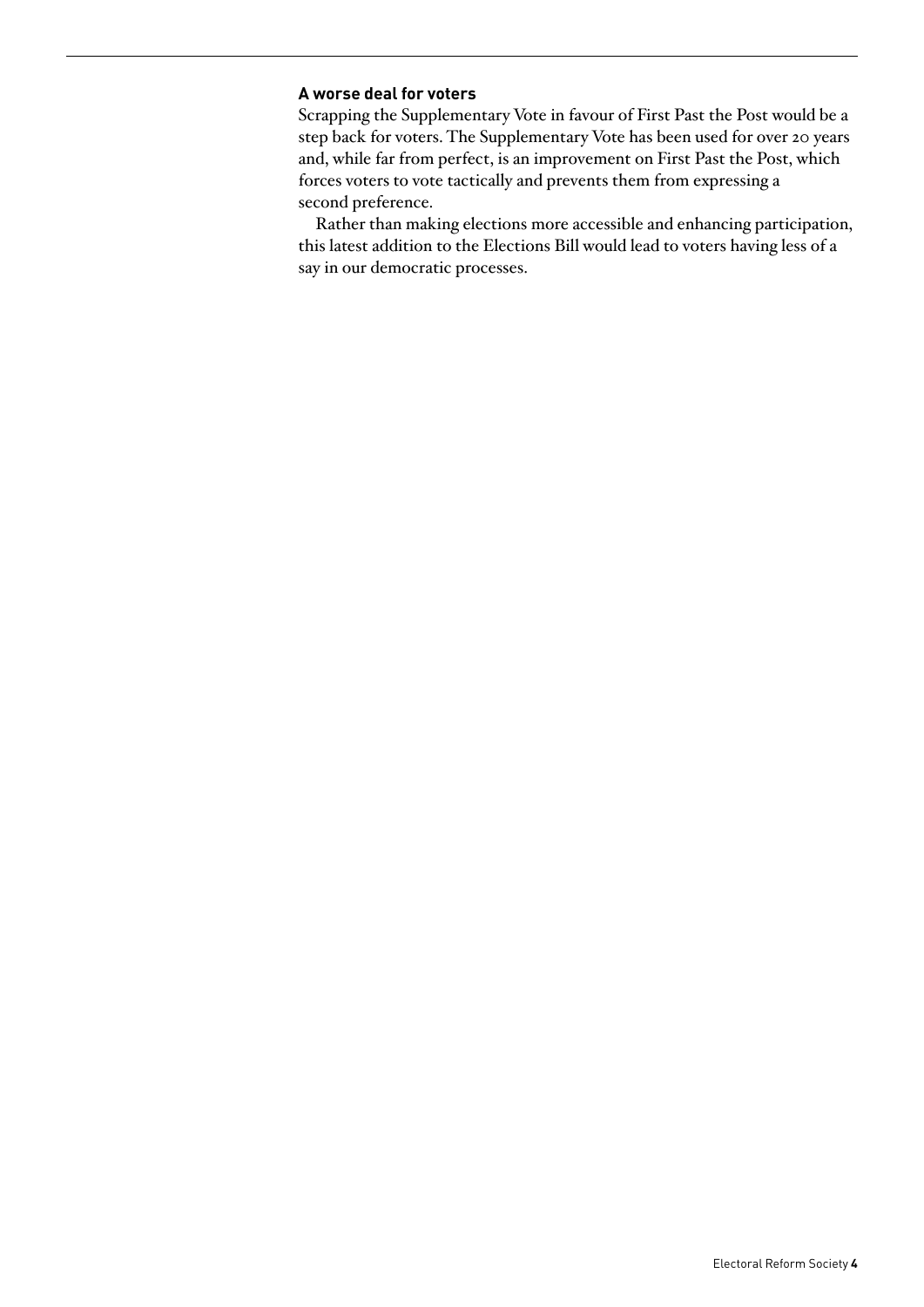**A worse deal for voters**

Scrapping the Supplementary Vote in favour of First Past the Post would be a step back for voters. The Supplementary Vote has been used for over 20 years and, while far from perfect, is an improvement on First Past the Post, which forces voters to vote tactically and prevents them from expressing a second preference.

Rather than making elections more accessible and enhancing participation, this latest addition to the Elections Bill would lead to voters having less of a say in our democratic processes.